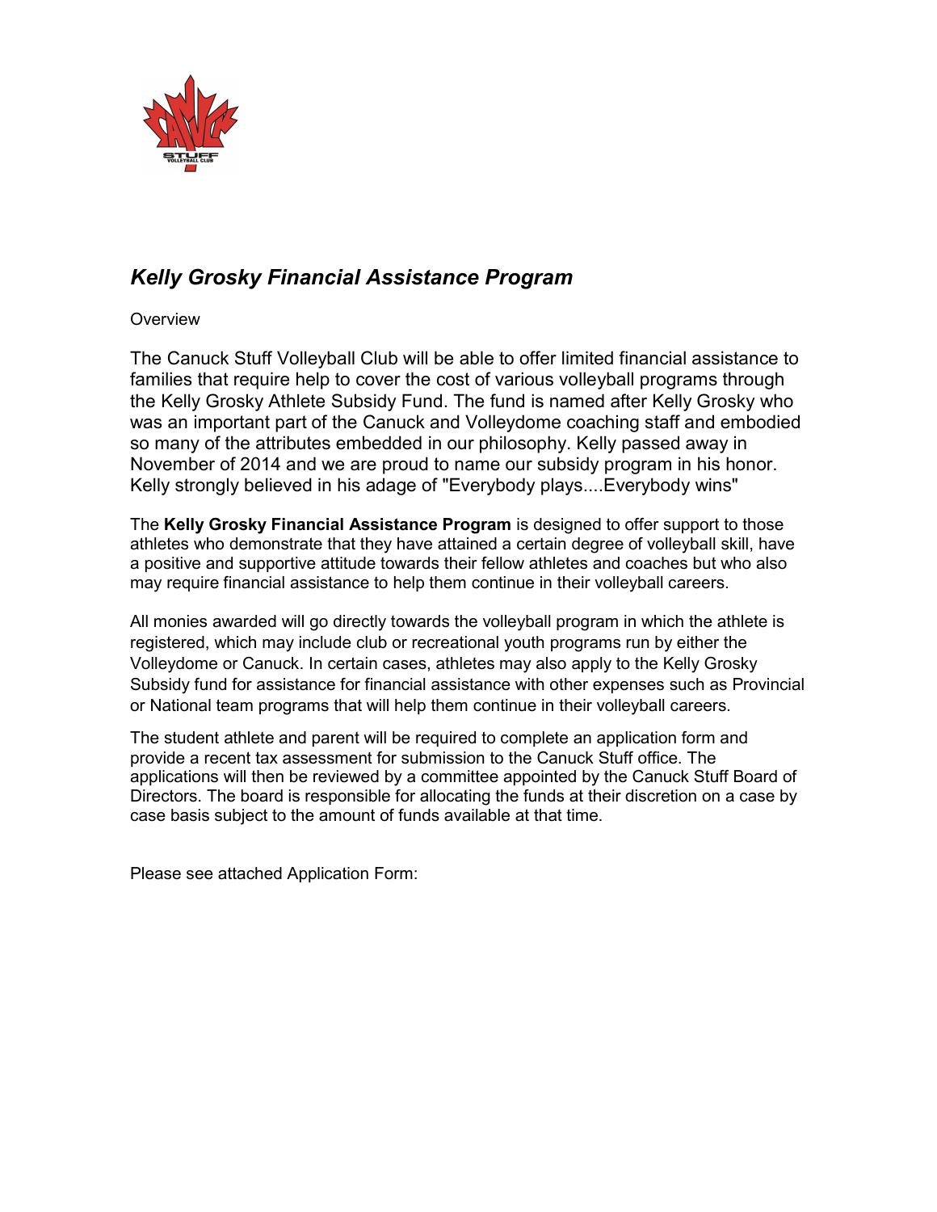# *Kelly Grosky Financial Assistance Program*

Overview

The Canuck Stuff Volleyball Club will be able to offer limited financial assistance to families that require help to cover the cost of various volleyball programs through the Kelly Grosky Athlete Subsidy Fund. The fund is named after Kelly Grosky who was an important part of the Canuck and Volleydome coaching staff and embodied so many of the attributes embedded in our philosophy. Kelly passed away in November of 2014 and we are proud to name our subsidy program in his honor. Kelly strongly believed in his adage of "Everybody plays....Everybody wins"

The **Kelly Grosky Financial Assistance Program** is designed to offer support to those athletes who demonstrate that they have attained a certain degree of volleyball skill, have a positive and supportive attitude towards their fellow athletes and coaches but who also may require financial assistance to help them continue in their volleyball careers.

All monies awarded will go directly towards the volleyball program in which the athlete is registered, which may include club or recreational youth programs run by either the Volleydome or Canuck. In certain cases, athletes may also apply to the Kelly Grosky Subsidy fund for assistance for financial assistance with other expenses such as Provincial or National team programs that will help them continue in their volleyball careers.

The student athlete and parent will be required to complete an application form and provide a recent tax assessment for submission to the Canuck Stuff office. The applications will then be reviewed by a committee appointed by the Canuck Stuff Board of Directors. The board is responsible for allocating the funds at their discretion on a case by case basis subject to the amount of funds available at that time.

Please see attached Application Form: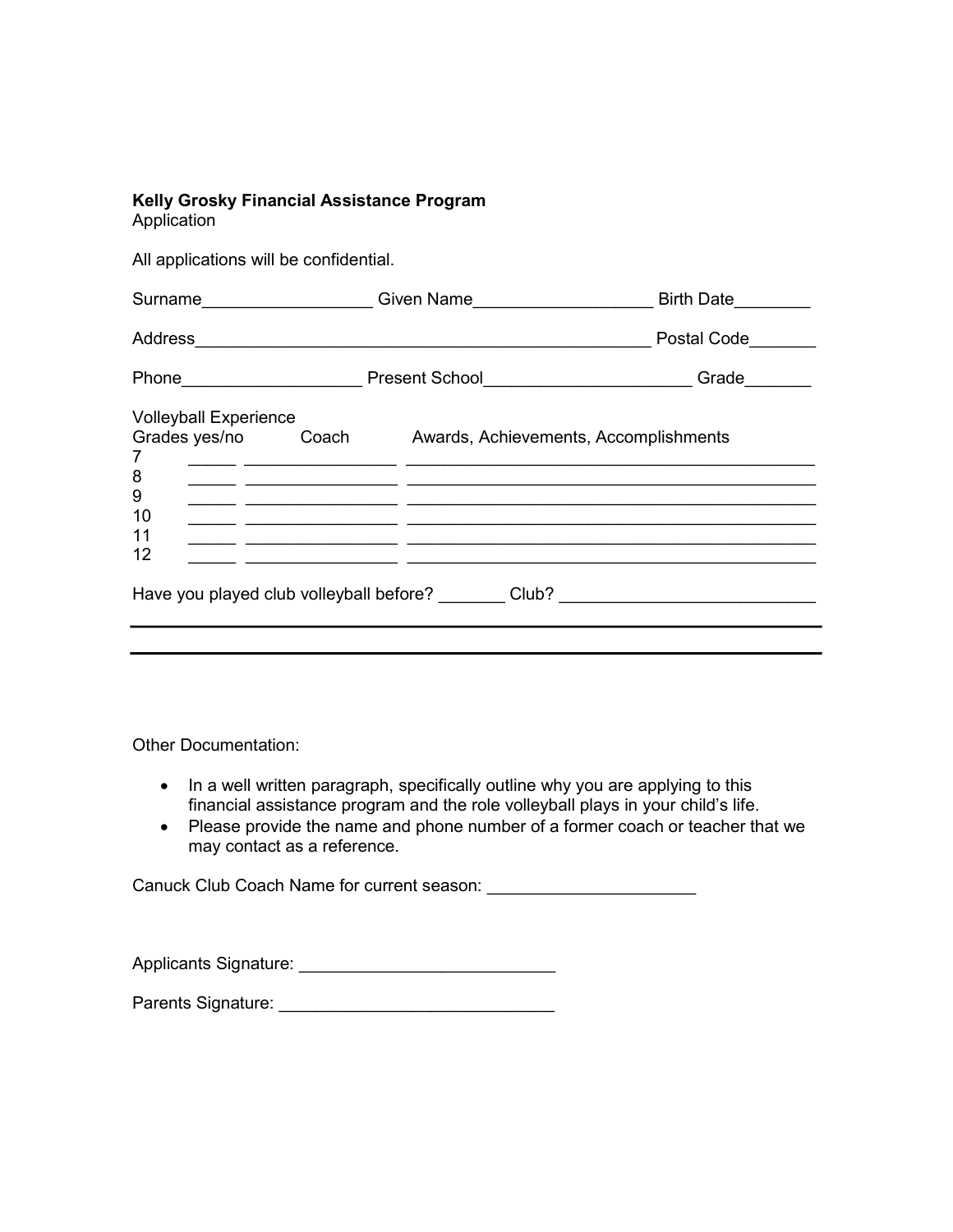**Kelly Grosky Financial Assistance Program**
Application

All applications will be confidential.

Surname__________________ Given Name___________________ Birth Date________

Address_________________________________________________ Postal Code_______

Phone___________________ Present School______________________ Grade_______

Volleyball Experience

| Grades | yes/no | Coach | Awards, Achievements, Accomplishments |
|---|---|---|---|
| 7 | _____ | ________________ | _____________________________________________ |
| 8 | _____ | ________________ | _____________________________________________ |
| 9 | _____ | ________________ | _____________________________________________ |
| 10 | _____ | ________________ | _____________________________________________ |
| 11 | _____ | ________________ | _____________________________________________ |
| 12 | _____ | ________________ | _____________________________________________ |

Have you played club volleyball before? _______ Club? __________________________

---

---

Other Documentation:

- In a well written paragraph, specifically outline why you are applying to this financial assistance program and the role volleyball plays in your child's life.
- Please provide the name and phone number of a former coach or teacher that we may contact as a reference.

Canuck Club Coach Name for current season: ______________________

Applicants Signature: ___________________________

Parents Signature: _____________________________